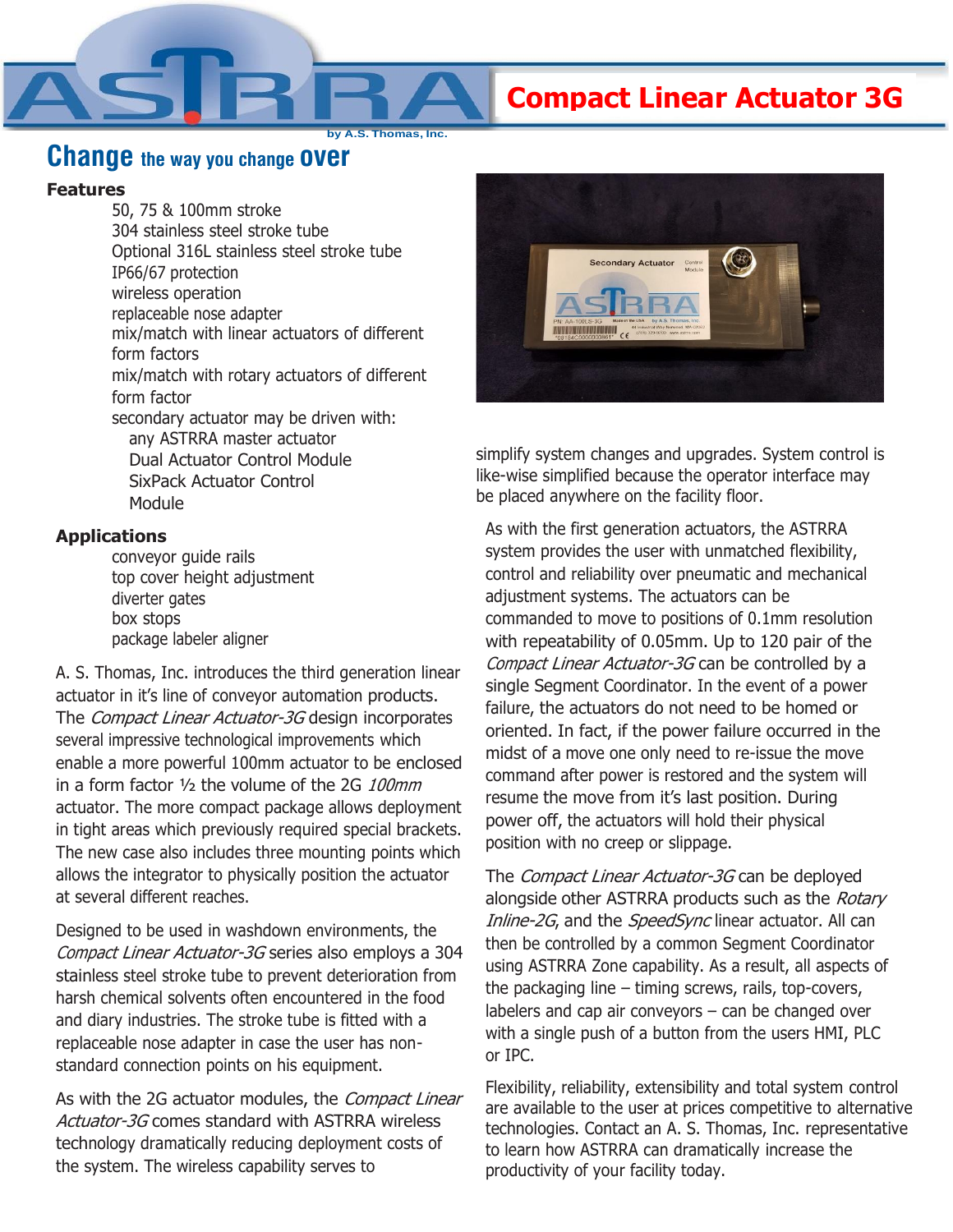# ASTRRA

by A.S. Thomas, Inc.

# Compact Linear Actuator 3G

## Change the way you change over

### Features

- 50, 75 & 100mm stroke
- 304 stainless steel stroke tube
- Optional 316L stainless steel stroke tube
- IP66/67 protection
- wireless operation
- replaceable nose adapter
- mix/match with linear actuators of different form factors
- mix/match with rotary actuators of different form factor
- secondary actuator may be driven with:
  - any ASTRRA master actuator
  - Dual Actuator Control Module
  - SixPack Actuator Control Module

### Applications

- conveyor guide rails
- top cover height adjustment
- diverter gates
- box stops
- package labeler aligner

A. S. Thomas, Inc. introduces the third generation linear actuator in it's line of conveyor automation products. The *Compact Linear Actuator-3G* design incorporates several impressive technological improvements which enable a more powerful 100mm actuator to be enclosed in a form factor ½ the volume of the 2G *100mm* actuator. The more compact package allows deployment in tight areas which previously required special brackets. The new case also includes three mounting points which allows the integrator to physically position the actuator at several different reaches.

Designed to be used in washdown environments, the *Compact Linear Actuator-3G* series also employs a 304 stainless steel stroke tube to prevent deterioration from harsh chemical solvents often encountered in the food and diary industries. The stroke tube is fitted with a replaceable nose adapter in case the user has non-standard connection points on his equipment.

As with the 2G actuator modules, the *Compact Linear Actuator-3G* comes standard with ASTRRA wireless technology dramatically reducing deployment costs of the system. The wireless capability serves to simplify system changes and upgrades. System control is like-wise simplified because the operator interface may be placed anywhere on the facility floor.

As with the first generation actuators, the ASTRRA system provides the user with unmatched flexibility, control and reliability over pneumatic and mechanical adjustment systems. The actuators can be commanded to move to positions of 0.1mm resolution with repeatability of 0.05mm. Up to 120 pair of the *Compact Linear Actuator-3G* can be controlled by a single Segment Coordinator. In the event of a power failure, the actuators do not need to be homed or oriented. In fact, if the power failure occurred in the midst of a move one only need to re-issue the move command after power is restored and the system will resume the move from it's last position. During power off, the actuators will hold their physical position with no creep or slippage.

The *Compact Linear Actuator-3G* can be deployed alongside other ASTRRA products such as the *Rotary Inline-2G*, and the *SpeedSync* linear actuator. All can then be controlled by a common Segment Coordinator using ASTRRA Zone capability. As a result, all aspects of the packaging line – timing screws, rails, top-covers, labelers and cap air conveyors – can be changed over with a single push of a button from the users HMI, PLC or IPC.

Flexibility, reliability, extensibility and total system control are available to the user at prices competitive to alternative technologies. Contact an A. S. Thomas, Inc. representative to learn how ASTRRA can dramatically increase the productivity of your facility today.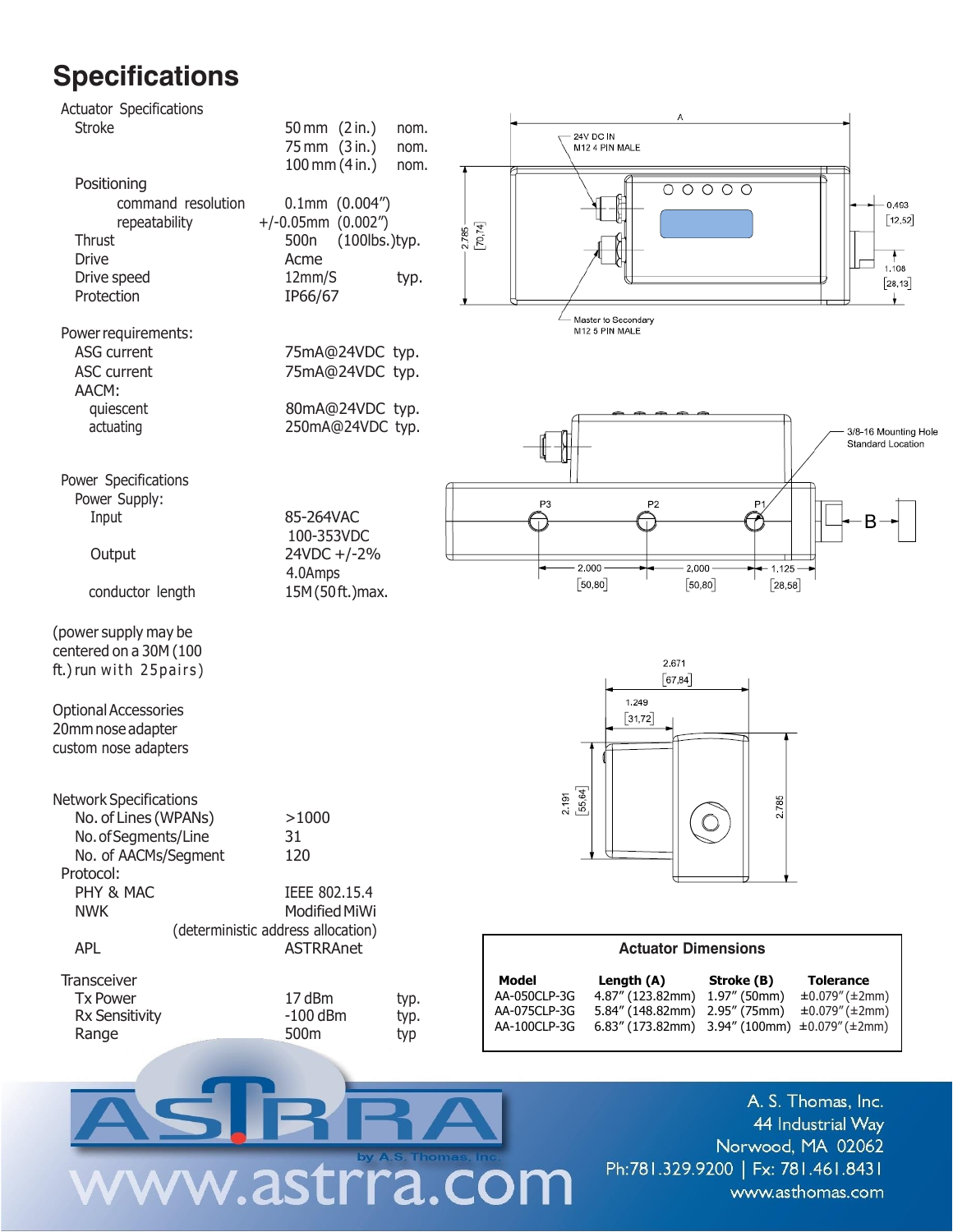# Specifications

Actuator Specifications

| | | |
|---|---|---|
| Stroke | 50 mm (2 in.) | nom. |
| | 75 mm (3 in.) | nom. |
| | 100 mm (4 in.) | nom. |
| Positioning | | |
| command resolution | 0.1mm (0.004″) | |
| repeatability | +/-0.05mm (0.002″) | |
| Thrust | 500n (100lbs.)typ. | |
| Drive | Acme | |
| Drive speed | 12mm/S | typ. |
| Protection | IP66/67 | |

Power requirements:

| | |
|---|---|
| ASG current | 75mA@24VDC typ. |
| ASC current | 75mA@24VDC typ. |
| AACM: | |
| quiescent | 80mA@24VDC typ. |
| actuating | 250mA@24VDC typ. |

Power Specifications

Power Supply:

| | |
|---|---|
| Input | 85-264VAC |
| | 100-353VDC |
| Output | 24VDC +/-2% |
| | 4.0Amps |
| conductor length | 15M (50 ft.) max. |

(power supply may be centered on a 30M (100 ft.) run with 25pairs)

Optional Accessories
20mm nose adapter
custom nose adapters

Network Specifications

| | |
|---|---|
| No. of Lines (WPANs) | >1000 |
| No. of Segments/Line | 31 |
| No. of AACMs/Segment | 120 |
| Protocol: | |
| PHY & MAC | IEEE 802.15.4 |
| NWK | Modified MiWi (deterministic address allocation) |
| APL | ASTRRAnet |

Transceiver

| | | |
|---|---|---|
| Tx Power | 17 dBm | typ. |
| Rx Sensitivity | -100 dBm | typ. |
| Range | 500m | typ |

A
24V DC IN
M12 4 PIN MALE
2.785
[70,74]
0,493
[12,52]
1.108
[28,13]
Master to Secondary
M12 5 PIN MALE

3/8-16 Mounting Hole
Standard Location
P3
P2
P1
B
2.000
[50,80]
2,000
[50,80]
1.125
[28,58]

2.671
[67,84]
1.249
[31,72]
2.191
[55,64]
2.785

**Actuator Dimensions**

| Model | Length (A) | Stroke (B) | Tolerance |
|---|---|---|---|
| AA-050CLP-3G | 4.87″ (123.82mm) | 1.97″ (50mm) | ±0.079″ (±2mm) |
| AA-075CLP-3G | 5.84″ (148.82mm) | 2.95″ (75mm) | ±0.079″ (±2mm) |
| AA-100CLP-3G | 6.83″ (173.82mm) | 3.94″ (100mm) | ±0.079″ (±2mm) |

ASTRRA by A.S. Thomas, Inc.
www.astrra.com

A. S. Thomas, Inc.
44 Industrial Way
Norwood, MA 02062
Ph:781.329.9200 | Fx: 781.461.8431
www.asthomas.com